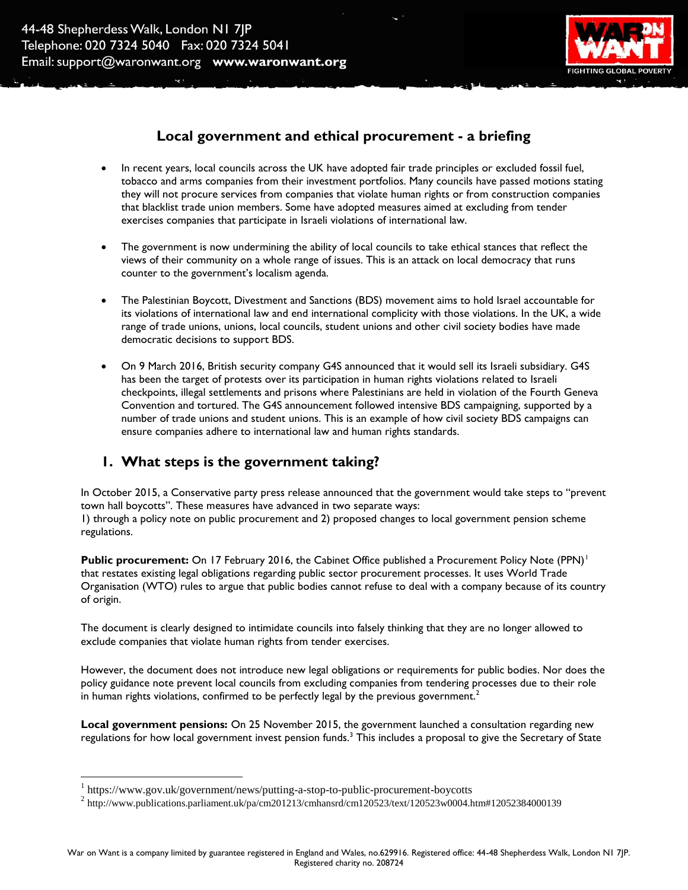44-48 Shepherdess Walk, London N1 7JP
Telephone: 020 7324 5040 Fax: 020 7324 5041
Email: support@waronwant.org **www.waronwant.org**

WAR ON WANT
FIGHTING GLOBAL POVERTY

# Local government and ethical procurement - a briefing

- In recent years, local councils across the UK have adopted fair trade principles or excluded fossil fuel, tobacco and arms companies from their investment portfolios. Many councils have passed motions stating they will not procure services from companies that violate human rights or from construction companies that blacklist trade union members. Some have adopted measures aimed at excluding from tender exercises companies that participate in Israeli violations of international law.

- The government is now undermining the ability of local councils to take ethical stances that reflect the views of their community on a whole range of issues. This is an attack on local democracy that runs counter to the government's localism agenda.

- The Palestinian Boycott, Divestment and Sanctions (BDS) movement aims to hold Israel accountable for its violations of international law and end international complicity with those violations. In the UK, a wide range of trade unions, unions, local councils, student unions and other civil society bodies have made democratic decisions to support BDS.

- On 9 March 2016, British security company G4S announced that it would sell its Israeli subsidiary. G4S has been the target of protests over its participation in human rights violations related to Israeli checkpoints, illegal settlements and prisons where Palestinians are held in violation of the Fourth Geneva Convention and tortured. The G4S announcement followed intensive BDS campaigning, supported by a number of trade unions and student unions. This is an example of how civil society BDS campaigns can ensure companies adhere to international law and human rights standards.

## 1. What steps is the government taking?

In October 2015, a Conservative party press release announced that the government would take steps to "prevent town hall boycotts". These measures have advanced in two separate ways:
1) through a policy note on public procurement and 2) proposed changes to local government pension scheme regulations.

**Public procurement:** On 17 February 2016, the Cabinet Office published a Procurement Policy Note (PPN)[1] that restates existing legal obligations regarding public sector procurement processes. It uses World Trade Organisation (WTO) rules to argue that public bodies cannot refuse to deal with a company because of its country of origin.

The document is clearly designed to intimidate councils into falsely thinking that they are no longer allowed to exclude companies that violate human rights from tender exercises.

However, the document does not introduce new legal obligations or requirements for public bodies. Nor does the policy guidance note prevent local councils from excluding companies from tendering processes due to their role in human rights violations, confirmed to be perfectly legal by the previous government.[2]

**Local government pensions:** On 25 November 2015, the government launched a consultation regarding new regulations for how local government invest pension funds.[3] This includes a proposal to give the Secretary of State

---

[1] https://www.gov.uk/government/news/putting-a-stop-to-public-procurement-boycotts

[2] http://www.publications.parliament.uk/pa/cm201213/cmhansrd/cm120523/text/120523w0004.htm#12052384000139

War on Want is a company limited by guarantee registered in England and Wales, no.629916. Registered office: 44-48 Shepherdess Walk, London N1 7JP. Registered charity no. 208724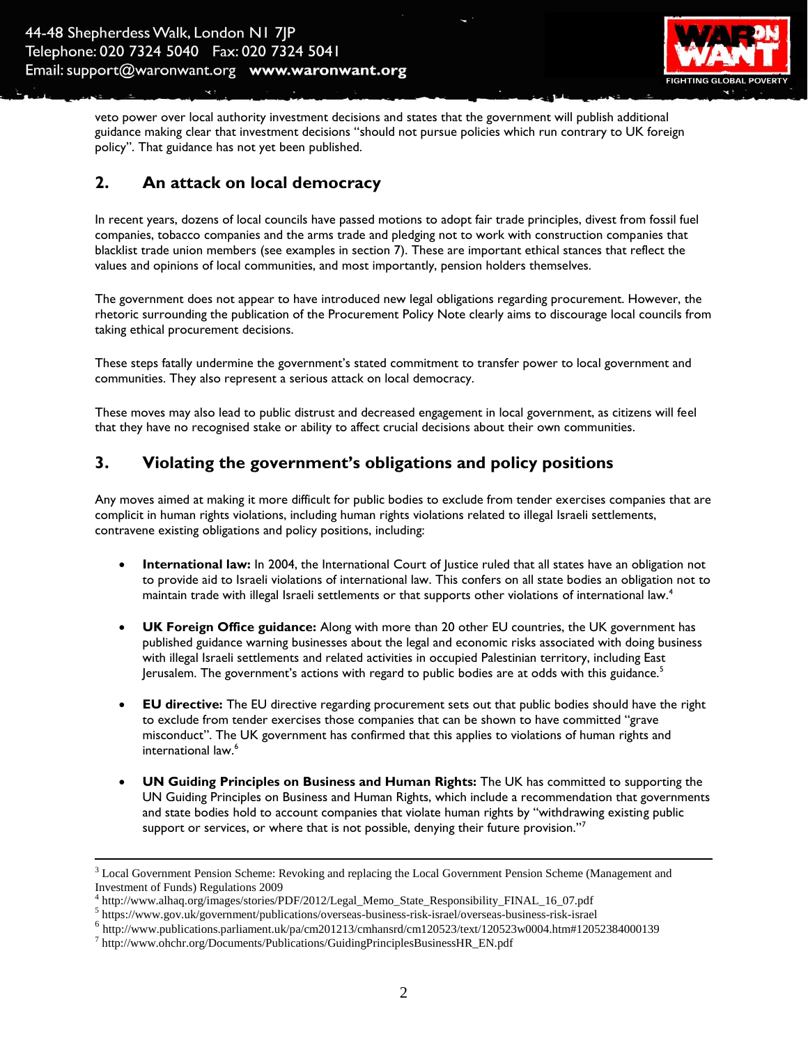veto power over local authority investment decisions and states that the government will publish additional guidance making clear that investment decisions "should not pursue policies which run contrary to UK foreign policy". That guidance has not yet been published.

## 2. An attack on local democracy

In recent years, dozens of local councils have passed motions to adopt fair trade principles, divest from fossil fuel companies, tobacco companies and the arms trade and pledging not to work with construction companies that blacklist trade union members (see examples in section 7). These are important ethical stances that reflect the values and opinions of local communities, and most importantly, pension holders themselves.

The government does not appear to have introduced new legal obligations regarding procurement. However, the rhetoric surrounding the publication of the Procurement Policy Note clearly aims to discourage local councils from taking ethical procurement decisions.

These steps fatally undermine the government's stated commitment to transfer power to local government and communities. They also represent a serious attack on local democracy.

These moves may also lead to public distrust and decreased engagement in local government, as citizens will feel that they have no recognised stake or ability to affect crucial decisions about their own communities.

## 3. Violating the government's obligations and policy positions

Any moves aimed at making it more difficult for public bodies to exclude from tender exercises companies that are complicit in human rights violations, including human rights violations related to illegal Israeli settlements, contravene existing obligations and policy positions, including:

- **International law:** In 2004, the International Court of Justice ruled that all states have an obligation not to provide aid to Israeli violations of international law. This confers on all state bodies an obligation not to maintain trade with illegal Israeli settlements or that supports other violations of international law.[4]
- **UK Foreign Office guidance:** Along with more than 20 other EU countries, the UK government has published guidance warning businesses about the legal and economic risks associated with doing business with illegal Israeli settlements and related activities in occupied Palestinian territory, including East Jerusalem. The government's actions with regard to public bodies are at odds with this guidance.[5]
- **EU directive:** The EU directive regarding procurement sets out that public bodies should have the right to exclude from tender exercises those companies that can be shown to have committed "grave misconduct". The UK government has confirmed that this applies to violations of human rights and international law.[6]
- **UN Guiding Principles on Business and Human Rights:** The UK has committed to supporting the UN Guiding Principles on Business and Human Rights, which include a recommendation that governments and state bodies hold to account companies that violate human rights by "withdrawing existing public support or services, or where that is not possible, denying their future provision."[7]

---

[3] Local Government Pension Scheme: Revoking and replacing the Local Government Pension Scheme (Management and Investment of Funds) Regulations 2009

[4] http://www.alhaq.org/images/stories/PDF/2012/Legal_Memo_State_Responsibility_FINAL_16_07.pdf

[5] https://www.gov.uk/government/publications/overseas-business-risk-israel/overseas-business-risk-israel

[6] http://www.publications.parliament.uk/pa/cm201213/cmhansrd/cm120523/text/120523w0004.htm#12052384000139

[7] http://www.ohchr.org/Documents/Publications/GuidingPrinciplesBusinessHR_EN.pdf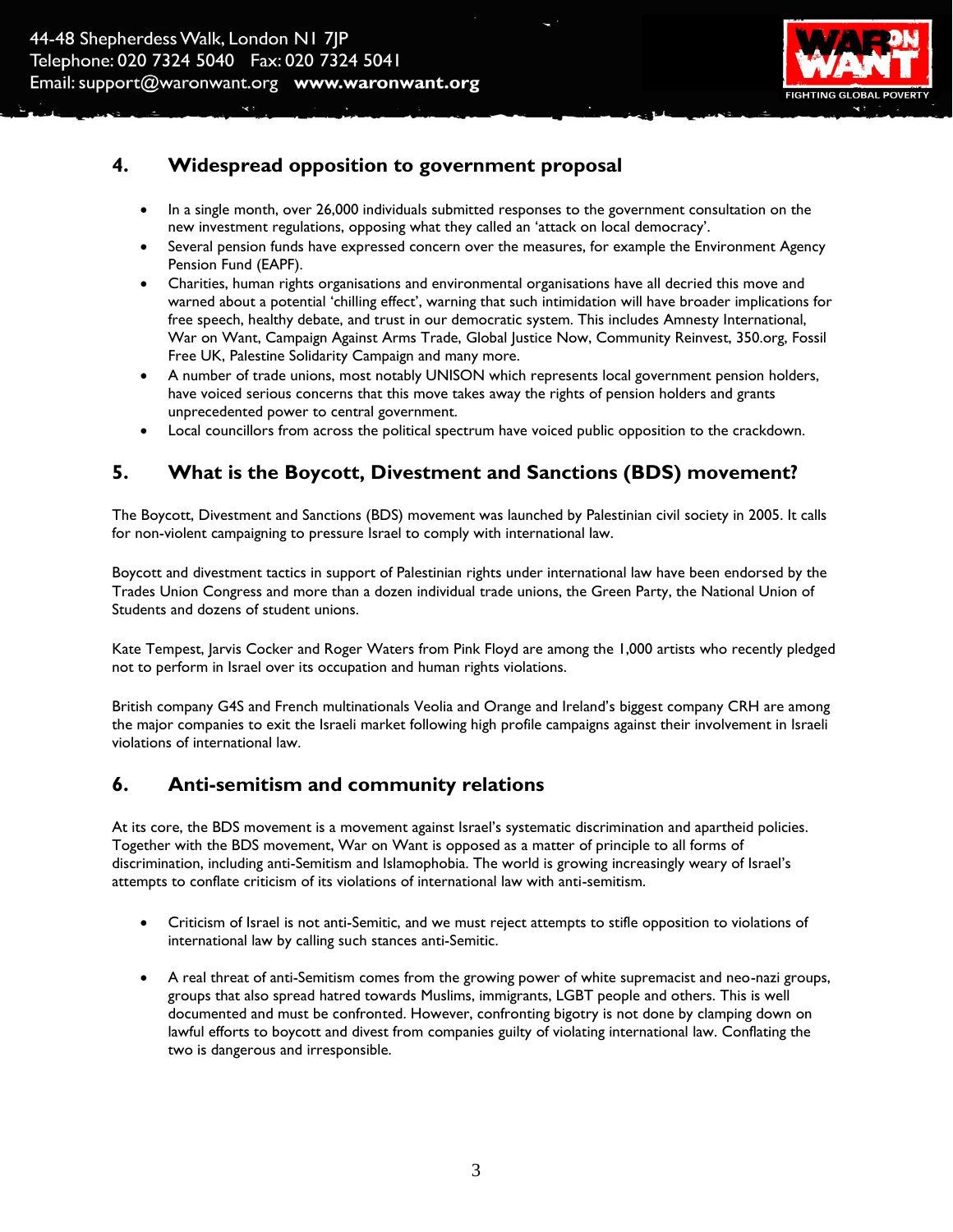## 4. Widespread opposition to government proposal

- In a single month, over 26,000 individuals submitted responses to the government consultation on the new investment regulations, opposing what they called an 'attack on local democracy'.
- Several pension funds have expressed concern over the measures, for example the Environment Agency Pension Fund (EAPF).
- Charities, human rights organisations and environmental organisations have all decried this move and warned about a potential 'chilling effect', warning that such intimidation will have broader implications for free speech, healthy debate, and trust in our democratic system. This includes Amnesty International, War on Want, Campaign Against Arms Trade, Global Justice Now, Community Reinvest, 350.org, Fossil Free UK, Palestine Solidarity Campaign and many more.
- A number of trade unions, most notably UNISON which represents local government pension holders, have voiced serious concerns that this move takes away the rights of pension holders and grants unprecedented power to central government.
- Local councillors from across the political spectrum have voiced public opposition to the crackdown.

## 5. What is the Boycott, Divestment and Sanctions (BDS) movement?

The Boycott, Divestment and Sanctions (BDS) movement was launched by Palestinian civil society in 2005. It calls for non-violent campaigning to pressure Israel to comply with international law.

Boycott and divestment tactics in support of Palestinian rights under international law have been endorsed by the Trades Union Congress and more than a dozen individual trade unions, the Green Party, the National Union of Students and dozens of student unions.

Kate Tempest, Jarvis Cocker and Roger Waters from Pink Floyd are among the 1,000 artists who recently pledged not to perform in Israel over its occupation and human rights violations.

British company G4S and French multinationals Veolia and Orange and Ireland's biggest company CRH are among the major companies to exit the Israeli market following high profile campaigns against their involvement in Israeli violations of international law.

## 6. Anti-semitism and community relations

At its core, the BDS movement is a movement against Israel's systematic discrimination and apartheid policies. Together with the BDS movement, War on Want is opposed as a matter of principle to all forms of discrimination, including anti-Semitism and Islamophobia. The world is growing increasingly weary of Israel's attempts to conflate criticism of its violations of international law with anti-semitism.

- Criticism of Israel is not anti-Semitic, and we must reject attempts to stifle opposition to violations of international law by calling such stances anti-Semitic.

- A real threat of anti-Semitism comes from the growing power of white supremacist and neo-nazi groups, groups that also spread hatred towards Muslims, immigrants, LGBT people and others. This is well documented and must be confronted. However, confronting bigotry is not done by clamping down on lawful efforts to boycott and divest from companies guilty of violating international law. Conflating the two is dangerous and irresponsible.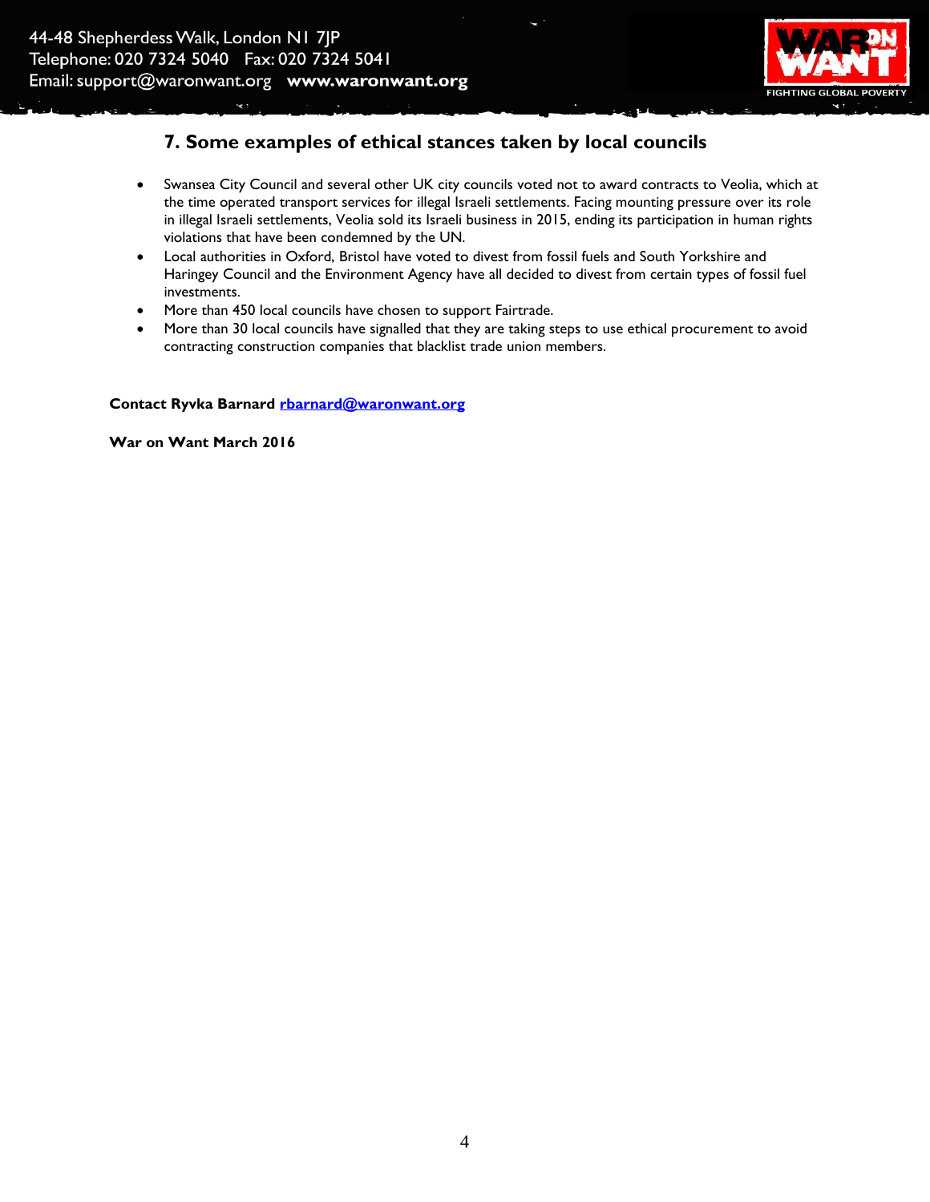## 7. Some examples of ethical stances taken by local councils

- Swansea City Council and several other UK city councils voted not to award contracts to Veolia, which at the time operated transport services for illegal Israeli settlements. Facing mounting pressure over its role in illegal Israeli settlements, Veolia sold its Israeli business in 2015, ending its participation in human rights violations that have been condemned by the UN.
- Local authorities in Oxford, Bristol have voted to divest from fossil fuels and South Yorkshire and Haringey Council and the Environment Agency have all decided to divest from certain types of fossil fuel investments.
- More than 450 local councils have chosen to support Fairtrade.
- More than 30 local councils have signalled that they are taking steps to use ethical procurement to avoid contracting construction companies that blacklist trade union members.

**Contact Ryvka Barnard [rbarnard@waronwant.org](mailto:rbarnard@waronwant.org)**

**War on Want March 2016**